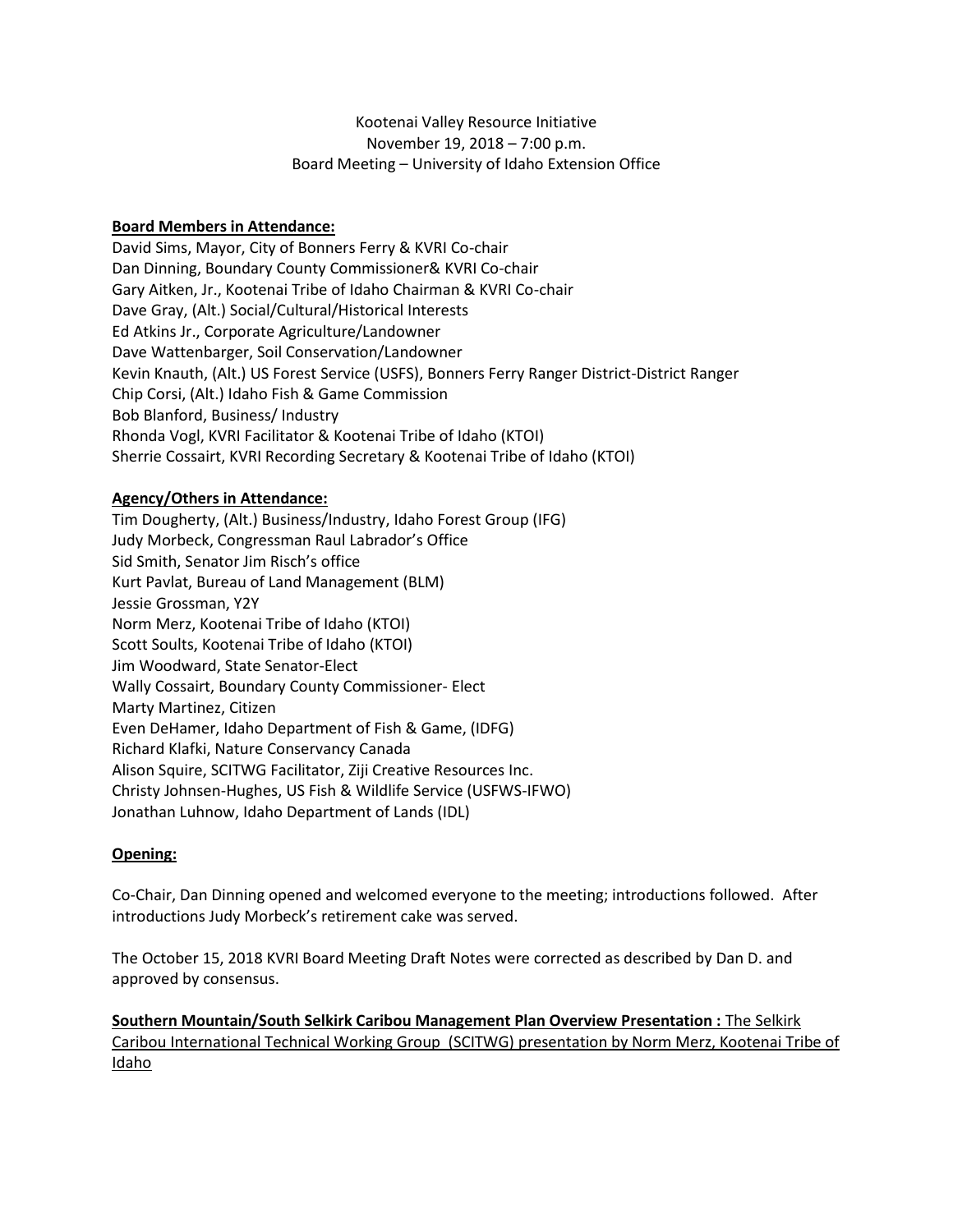Kootenai Valley Resource Initiative
November 19, 2018 – 7:00 p.m.
Board Meeting – University of Idaho Extension Office

**Board Members in Attendance:**

David Sims, Mayor, City of Bonners Ferry & KVRI Co-chair
Dan Dinning, Boundary County Commissioner& KVRI Co-chair
Gary Aitken, Jr., Kootenai Tribe of Idaho Chairman & KVRI Co-chair
Dave Gray, (Alt.) Social/Cultural/Historical Interests
Ed Atkins Jr., Corporate Agriculture/Landowner
Dave Wattenbarger, Soil Conservation/Landowner
Kevin Knauth, (Alt.) US Forest Service (USFS), Bonners Ferry Ranger District-District Ranger
Chip Corsi, (Alt.) Idaho Fish & Game Commission
Bob Blanford, Business/ Industry
Rhonda Vogl, KVRI Facilitator & Kootenai Tribe of Idaho (KTOI)
Sherrie Cossairt, KVRI Recording Secretary & Kootenai Tribe of Idaho (KTOI)

**Agency/Others in Attendance:**

Tim Dougherty, (Alt.) Business/Industry, Idaho Forest Group (IFG)
Judy Morbeck, Congressman Raul Labrador's Office
Sid Smith, Senator Jim Risch's office
Kurt Pavlat, Bureau of Land Management (BLM)
Jessie Grossman, Y2Y
Norm Merz, Kootenai Tribe of Idaho (KTOI)
Scott Soults, Kootenai Tribe of Idaho (KTOI)
Jim Woodward, State Senator-Elect
Wally Cossairt, Boundary County Commissioner- Elect
Marty Martinez, Citizen
Even DeHamer, Idaho Department of Fish & Game, (IDFG)
Richard Klafki, Nature Conservancy Canada
Alison Squire, SCITWG Facilitator, Ziji Creative Resources Inc.
Christy Johnsen-Hughes, US Fish & Wildlife Service (USFWS-IFWO)
Jonathan Luhnow, Idaho Department of Lands (IDL)

**Opening:**

Co-Chair, Dan Dinning opened and welcomed everyone to the meeting; introductions followed. After introductions Judy Morbeck's retirement cake was served.

The October 15, 2018 KVRI Board Meeting Draft Notes were corrected as described by Dan D. and approved by consensus.

**Southern Mountain/South Selkirk Caribou Management Plan Overview Presentation :** The Selkirk Caribou International Technical Working Group (SCITWG) presentation by Norm Merz, Kootenai Tribe of Idaho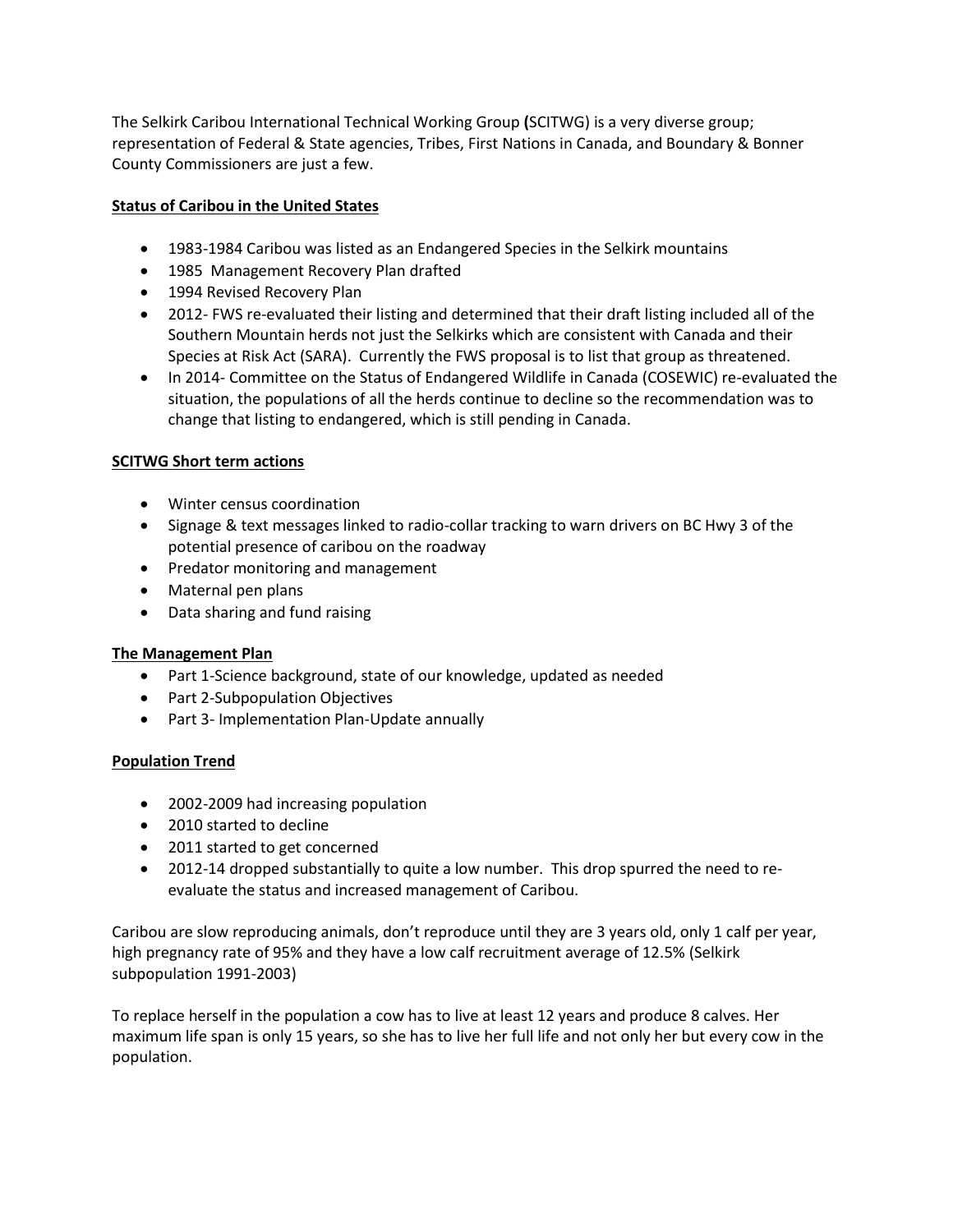The Selkirk Caribou International Technical Working Group **(**SCITWG) is a very diverse group; representation of Federal & State agencies, Tribes, First Nations in Canada, and Boundary & Bonner County Commissioners are just a few.

**<u>Status of Caribou in the United States</u>**

- 1983-1984 Caribou was listed as an Endangered Species in the Selkirk mountains
- 1985 Management Recovery Plan drafted
- 1994 Revised Recovery Plan
- 2012- FWS re-evaluated their listing and determined that their draft listing included all of the Southern Mountain herds not just the Selkirks which are consistent with Canada and their Species at Risk Act (SARA). Currently the FWS proposal is to list that group as threatened.
- In 2014- Committee on the Status of Endangered Wildlife in Canada (COSEWIC) re-evaluated the situation, the populations of all the herds continue to decline so the recommendation was to change that listing to endangered, which is still pending in Canada.

**<u>SCITWG Short term actions</u>**

- Winter census coordination
- Signage & text messages linked to radio-collar tracking to warn drivers on BC Hwy 3 of the potential presence of caribou on the roadway
- Predator monitoring and management
- Maternal pen plans
- Data sharing and fund raising

**<u>The Management Plan</u>**

- Part 1-Science background, state of our knowledge, updated as needed
- Part 2-Subpopulation Objectives
- Part 3- Implementation Plan-Update annually

**<u>Population Trend</u>**

- 2002-2009 had increasing population
- 2010 started to decline
- 2011 started to get concerned
- 2012-14 dropped substantially to quite a low number. This drop spurred the need to re-evaluate the status and increased management of Caribou.

Caribou are slow reproducing animals, don't reproduce until they are 3 years old, only 1 calf per year, high pregnancy rate of 95% and they have a low calf recruitment average of 12.5% (Selkirk subpopulation 1991-2003)

To replace herself in the population a cow has to live at least 12 years and produce 8 calves. Her maximum life span is only 15 years, so she has to live her full life and not only her but every cow in the population.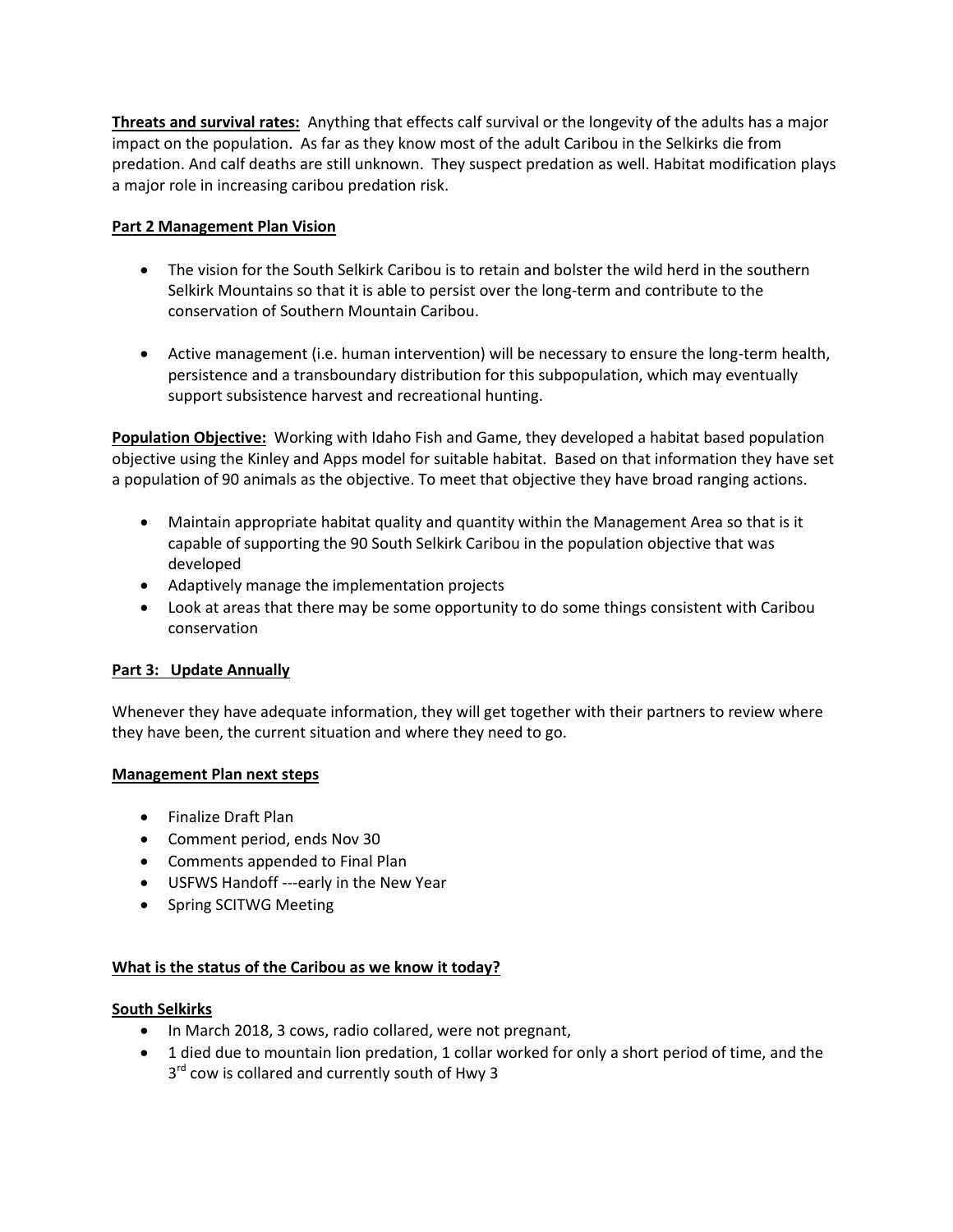**Threats and survival rates:** Anything that effects calf survival or the longevity of the adults has a major impact on the population. As far as they know most of the adult Caribou in the Selkirks die from predation. And calf deaths are still unknown. They suspect predation as well. Habitat modification plays a major role in increasing caribou predation risk.

**Part 2 Management Plan Vision**

- The vision for the South Selkirk Caribou is to retain and bolster the wild herd in the southern Selkirk Mountains so that it is able to persist over the long-term and contribute to the conservation of Southern Mountain Caribou.
- Active management (i.e. human intervention) will be necessary to ensure the long-term health, persistence and a transboundary distribution for this subpopulation, which may eventually support subsistence harvest and recreational hunting.

**Population Objective:** Working with Idaho Fish and Game, they developed a habitat based population objective using the Kinley and Apps model for suitable habitat. Based on that information they have set a population of 90 animals as the objective. To meet that objective they have broad ranging actions.

- Maintain appropriate habitat quality and quantity within the Management Area so that is it capable of supporting the 90 South Selkirk Caribou in the population objective that was developed
- Adaptively manage the implementation projects
- Look at areas that there may be some opportunity to do some things consistent with Caribou conservation

**Part 3: Update Annually**

Whenever they have adequate information, they will get together with their partners to review where they have been, the current situation and where they need to go.

**Management Plan next steps**

- Finalize Draft Plan
- Comment period, ends Nov 30
- Comments appended to Final Plan
- USFWS Handoff ---early in the New Year
- Spring SCITWG Meeting

**What is the status of the Caribou as we know it today?**

**South Selkirks**

- In March 2018, 3 cows, radio collared, were not pregnant,
- 1 died due to mountain lion predation, 1 collar worked for only a short period of time, and the 3rd cow is collared and currently south of Hwy 3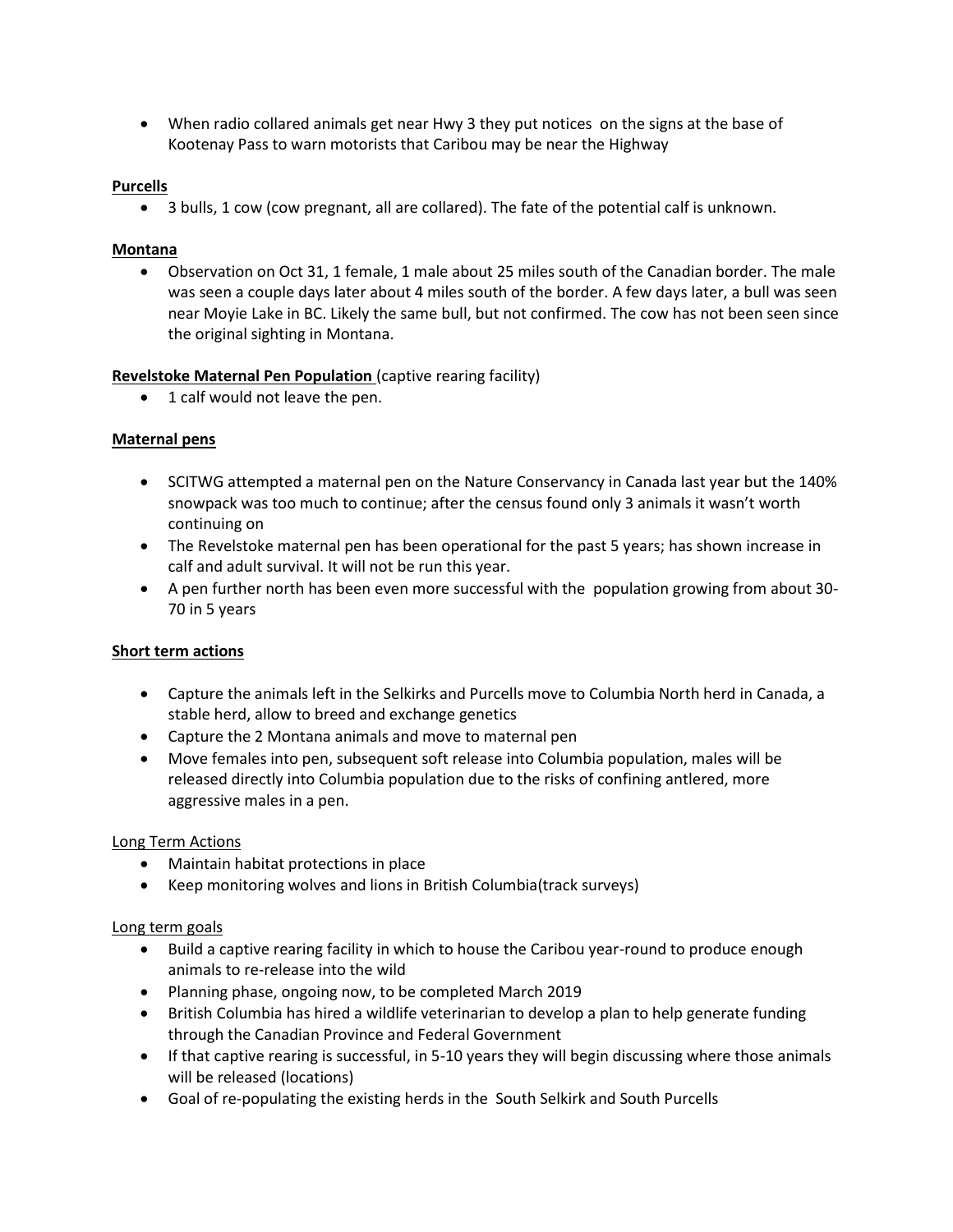- When radio collared animals get near Hwy 3 they put notices on the signs at the base of Kootenay Pass to warn motorists that Caribou may be near the Highway

**Purcells**

- 3 bulls, 1 cow (cow pregnant, all are collared). The fate of the potential calf is unknown.

**Montana**

- Observation on Oct 31, 1 female, 1 male about 25 miles south of the Canadian border. The male was seen a couple days later about 4 miles south of the border. A few days later, a bull was seen near Moyie Lake in BC. Likely the same bull, but not confirmed. The cow has not been seen since the original sighting in Montana.

**Revelstoke Maternal Pen Population** (captive rearing facility)

- 1 calf would not leave the pen.

**Maternal pens**

- SCITWG attempted a maternal pen on the Nature Conservancy in Canada last year but the 140% snowpack was too much to continue; after the census found only 3 animals it wasn't worth continuing on
- The Revelstoke maternal pen has been operational for the past 5 years; has shown increase in calf and adult survival. It will not be run this year.
- A pen further north has been even more successful with the population growing from about 30-70 in 5 years

**Short term actions**

- Capture the animals left in the Selkirks and Purcells move to Columbia North herd in Canada, a stable herd, allow to breed and exchange genetics
- Capture the 2 Montana animals and move to maternal pen
- Move females into pen, subsequent soft release into Columbia population, males will be released directly into Columbia population due to the risks of confining antlered, more aggressive males in a pen.

Long Term Actions

- Maintain habitat protections in place
- Keep monitoring wolves and lions in British Columbia(track surveys)

Long term goals

- Build a captive rearing facility in which to house the Caribou year-round to produce enough animals to re-release into the wild
- Planning phase, ongoing now, to be completed March 2019
- British Columbia has hired a wildlife veterinarian to develop a plan to help generate funding through the Canadian Province and Federal Government
- If that captive rearing is successful, in 5-10 years they will begin discussing where those animals will be released (locations)
- Goal of re-populating the existing herds in the South Selkirk and South Purcells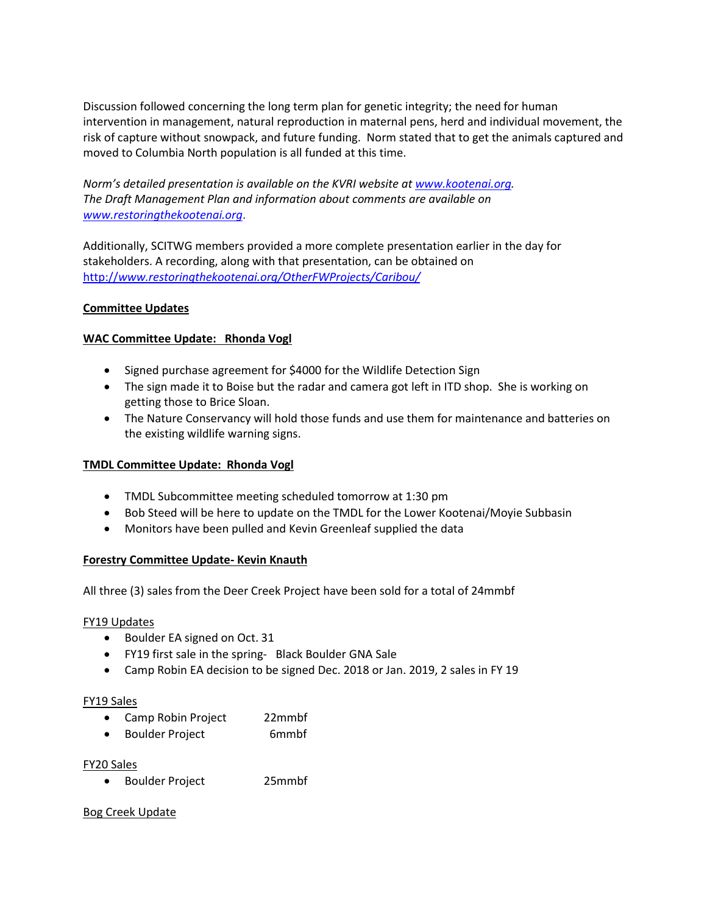Discussion followed concerning the long term plan for genetic integrity; the need for human intervention in management, natural reproduction in maternal pens, herd and individual movement, the risk of capture without snowpack, and future funding. Norm stated that to get the animals captured and moved to Columbia North population is all funded at this time.

*Norm's detailed presentation is available on the KVRI website at [www.kootenai.org](www.kootenai.org).*
*The Draft Management Plan and information about comments are available on [www.restoringthekootenai.org](www.restoringthekootenai.org).*

Additionally, SCITWG members provided a more complete presentation earlier in the day for stakeholders. A recording, along with that presentation, can be obtained on [http://www.restoringthekootenai.org/OtherFWProjects/Caribou/](http://www.restoringthekootenai.org/OtherFWProjects/Caribou/)

## Committee Updates

### WAC Committee Update: Rhonda Vogl

- Signed purchase agreement for $4000 for the Wildlife Detection Sign
- The sign made it to Boise but the radar and camera got left in ITD shop. She is working on getting those to Brice Sloan.
- The Nature Conservancy will hold those funds and use them for maintenance and batteries on the existing wildlife warning signs.

### TMDL Committee Update: Rhonda Vogl

- TMDL Subcommittee meeting scheduled tomorrow at 1:30 pm
- Bob Steed will be here to update on the TMDL for the Lower Kootenai/Moyie Subbasin
- Monitors have been pulled and Kevin Greenleaf supplied the data

### Forestry Committee Update- Kevin Knauth

All three (3) sales from the Deer Creek Project have been sold for a total of 24mmbf

FY19 Updates

- Boulder EA signed on Oct. 31
- FY19 first sale in the spring- Black Boulder GNA Sale
- Camp Robin EA decision to be signed Dec. 2018 or Jan. 2019, 2 sales in FY 19

FY19 Sales

- Camp Robin Project 22mmbf
- Boulder Project 6mmbf

FY20 Sales

- Boulder Project 25mmbf

Bog Creek Update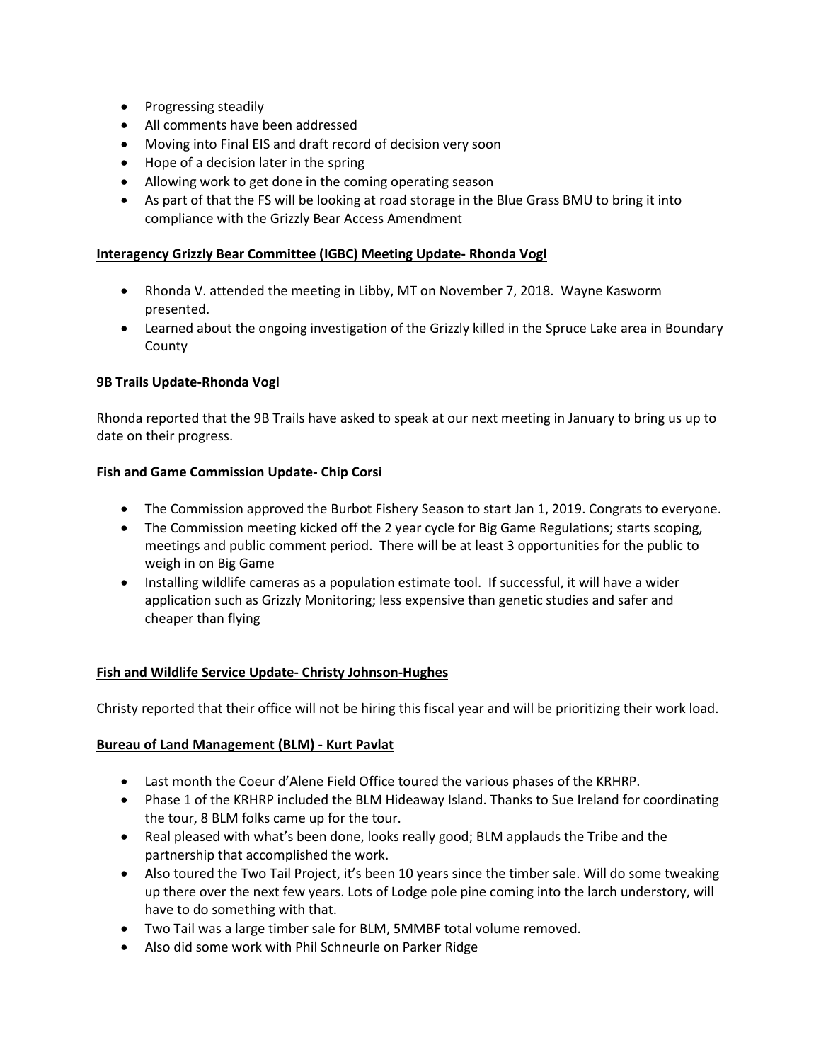- Progressing steadily
- All comments have been addressed
- Moving into Final EIS and draft record of decision very soon
- Hope of a decision later in the spring
- Allowing work to get done in the coming operating season
- As part of that the FS will be looking at road storage in the Blue Grass BMU to bring it into compliance with the Grizzly Bear Access Amendment

**Interagency Grizzly Bear Committee (IGBC) Meeting Update- Rhonda Vogl**

- Rhonda V. attended the meeting in Libby, MT on November 7, 2018. Wayne Kasworm presented.
- Learned about the ongoing investigation of the Grizzly killed in the Spruce Lake area in Boundary County

**9B Trails Update-Rhonda Vogl**

Rhonda reported that the 9B Trails have asked to speak at our next meeting in January to bring us up to date on their progress.

**Fish and Game Commission Update- Chip Corsi**

- The Commission approved the Burbot Fishery Season to start Jan 1, 2019. Congrats to everyone.
- The Commission meeting kicked off the 2 year cycle for Big Game Regulations; starts scoping, meetings and public comment period. There will be at least 3 opportunities for the public to weigh in on Big Game
- Installing wildlife cameras as a population estimate tool. If successful, it will have a wider application such as Grizzly Monitoring; less expensive than genetic studies and safer and cheaper than flying

**Fish and Wildlife Service Update- Christy Johnson-Hughes**

Christy reported that their office will not be hiring this fiscal year and will be prioritizing their work load.

**Bureau of Land Management (BLM) - Kurt Pavlat**

- Last month the Coeur d'Alene Field Office toured the various phases of the KRHRP.
- Phase 1 of the KRHRP included the BLM Hideaway Island. Thanks to Sue Ireland for coordinating the tour, 8 BLM folks came up for the tour.
- Real pleased with what's been done, looks really good; BLM applauds the Tribe and the partnership that accomplished the work.
- Also toured the Two Tail Project, it's been 10 years since the timber sale. Will do some tweaking up there over the next few years. Lots of Lodge pole pine coming into the larch understory, will have to do something with that.
- Two Tail was a large timber sale for BLM, 5MMBF total volume removed.
- Also did some work with Phil Schneurle on Parker Ridge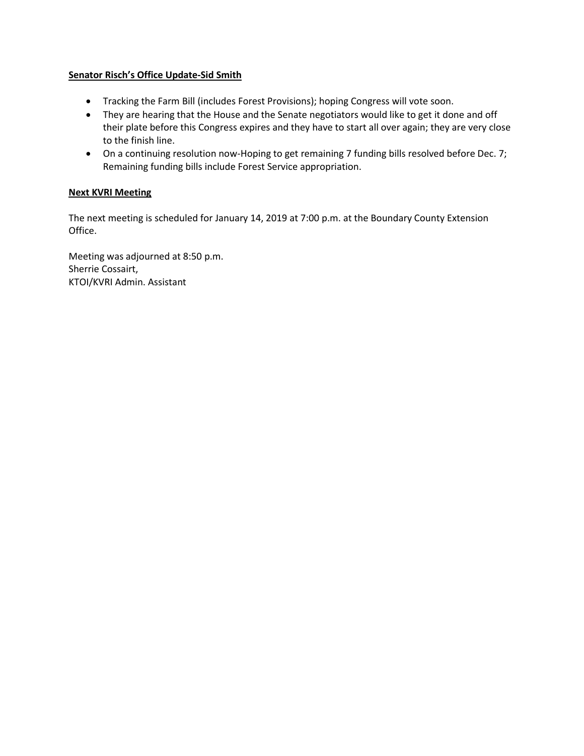**Senator Risch's Office Update-Sid Smith**

- Tracking the Farm Bill (includes Forest Provisions); hoping Congress will vote soon.
- They are hearing that the House and the Senate negotiators would like to get it done and off their plate before this Congress expires and they have to start all over again; they are very close to the finish line.
- On a continuing resolution now-Hoping to get remaining 7 funding bills resolved before Dec. 7; Remaining funding bills include Forest Service appropriation.

**Next KVRI Meeting**

The next meeting is scheduled for January 14, 2019 at 7:00 p.m. at the Boundary County Extension Office.

Meeting was adjourned at 8:50 p.m.
Sherrie Cossairt,
KTOI/KVRI Admin. Assistant